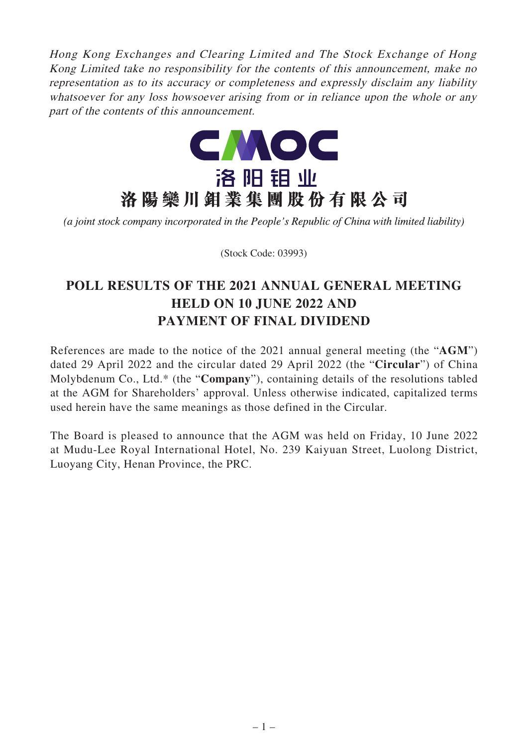*Hong Kong Exchanges and Clearing Limited and The Stock Exchange of Hong Kong Limited take no responsibility for the contents of this announcement, make no representation as to its accuracy or completeness and expressly disclaim any liability whatsoever for any loss howsoever arising from or in reliance upon the whole or any part of the contents of this announcement.*

CMOC

洛阳钼业

**洛陽欒川鉬業集團股份有限公司**

*(a joint stock company incorporated in the People's Republic of China with limited liability)*

(Stock Code: 03993)

# POLL RESULTS OF THE 2021 ANNUAL GENERAL MEETING HELD ON 10 JUNE 2022 AND PAYMENT OF FINAL DIVIDEND

References are made to the notice of the 2021 annual general meeting (the "**AGM**") dated 29 April 2022 and the circular dated 29 April 2022 (the "**Circular**") of China Molybdenum Co., Ltd.* (the "**Company**"), containing details of the resolutions tabled at the AGM for Shareholders' approval. Unless otherwise indicated, capitalized terms used herein have the same meanings as those defined in the Circular.

The Board is pleased to announce that the AGM was held on Friday, 10 June 2022 at Mudu-Lee Royal International Hotel, No. 239 Kaiyuan Street, Luolong District, Luoyang City, Henan Province, the PRC.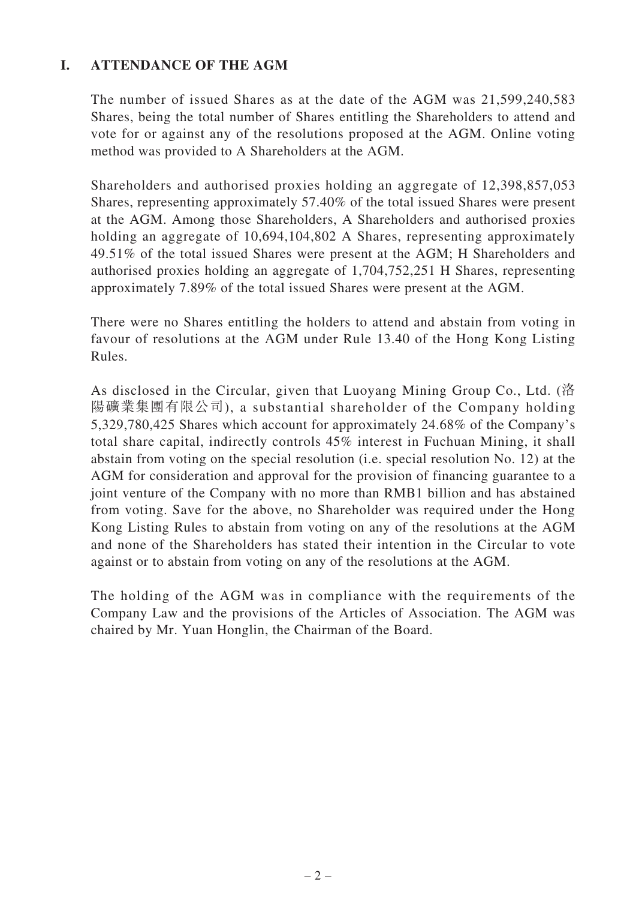## I. ATTENDANCE OF THE AGM

The number of issued Shares as at the date of the AGM was 21,599,240,583 Shares, being the total number of Shares entitling the Shareholders to attend and vote for or against any of the resolutions proposed at the AGM. Online voting method was provided to A Shareholders at the AGM.

Shareholders and authorised proxies holding an aggregate of 12,398,857,053 Shares, representing approximately 57.40% of the total issued Shares were present at the AGM. Among those Shareholders, A Shareholders and authorised proxies holding an aggregate of 10,694,104,802 A Shares, representing approximately 49.51% of the total issued Shares were present at the AGM; H Shareholders and authorised proxies holding an aggregate of 1,704,752,251 H Shares, representing approximately 7.89% of the total issued Shares were present at the AGM.

There were no Shares entitling the holders to attend and abstain from voting in favour of resolutions at the AGM under Rule 13.40 of the Hong Kong Listing Rules.

As disclosed in the Circular, given that Luoyang Mining Group Co., Ltd. (洛陽礦業集團有限公司), a substantial shareholder of the Company holding 5,329,780,425 Shares which account for approximately 24.68% of the Company's total share capital, indirectly controls 45% interest in Fuchuan Mining, it shall abstain from voting on the special resolution (i.e. special resolution No. 12) at the AGM for consideration and approval for the provision of financing guarantee to a joint venture of the Company with no more than RMB1 billion and has abstained from voting. Save for the above, no Shareholder was required under the Hong Kong Listing Rules to abstain from voting on any of the resolutions at the AGM and none of the Shareholders has stated their intention in the Circular to vote against or to abstain from voting on any of the resolutions at the AGM.

The holding of the AGM was in compliance with the requirements of the Company Law and the provisions of the Articles of Association. The AGM was chaired by Mr. Yuan Honglin, the Chairman of the Board.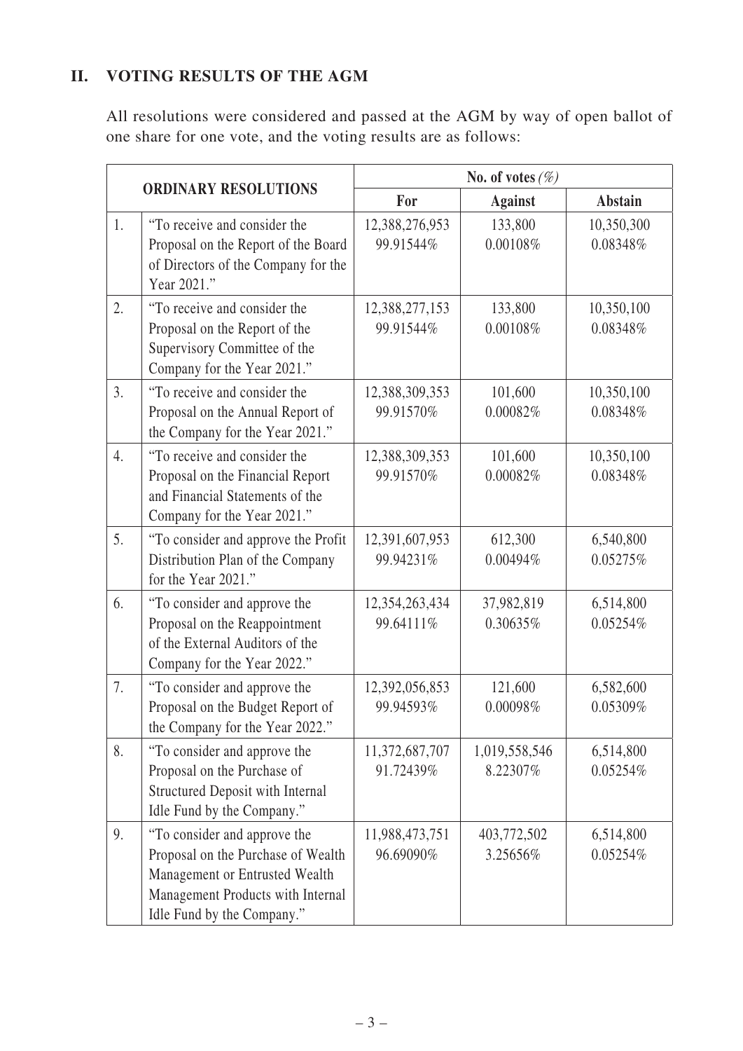## II. VOTING RESULTS OF THE AGM

All resolutions were considered and passed at the AGM by way of open ballot of one share for one vote, and the voting results are as follows:

| ORDINARY RESOLUTIONS | | No. of votes *(%)* | | |
|---|---|---|---|---|
| | | For | Against | Abstain |
| 1. | "To receive and consider the Proposal on the Report of the Board of Directors of the Company for the Year 2021." | 12,388,276,953<br>99.91544% | 133,800<br>0.00108% | 10,350,300<br>0.08348% |
| 2. | "To receive and consider the Proposal on the Report of the Supervisory Committee of the Company for the Year 2021." | 12,388,277,153<br>99.91544% | 133,800<br>0.00108% | 10,350,100<br>0.08348% |
| 3. | "To receive and consider the Proposal on the Annual Report of the Company for the Year 2021." | 12,388,309,353<br>99.91570% | 101,600<br>0.00082% | 10,350,100<br>0.08348% |
| 4. | "To receive and consider the Proposal on the Financial Report and Financial Statements of the Company for the Year 2021." | 12,388,309,353<br>99.91570% | 101,600<br>0.00082% | 10,350,100<br>0.08348% |
| 5. | "To consider and approve the Profit Distribution Plan of the Company for the Year 2021." | 12,391,607,953<br>99.94231% | 612,300<br>0.00494% | 6,540,800<br>0.05275% |
| 6. | "To consider and approve the Proposal on the Reappointment of the External Auditors of the Company for the Year 2022." | 12,354,263,434<br>99.64111% | 37,982,819<br>0.30635% | 6,514,800<br>0.05254% |
| 7. | "To consider and approve the Proposal on the Budget Report of the Company for the Year 2022." | 12,392,056,853<br>99.94593% | 121,600<br>0.00098% | 6,582,600<br>0.05309% |
| 8. | "To consider and approve the Proposal on the Purchase of Structured Deposit with Internal Idle Fund by the Company." | 11,372,687,707<br>91.72439% | 1,019,558,546<br>8.22307% | 6,514,800<br>0.05254% |
| 9. | "To consider and approve the Proposal on the Purchase of Wealth Management or Entrusted Wealth Management Products with Internal Idle Fund by the Company." | 11,988,473,751<br>96.69090% | 403,772,502<br>3.25656% | 6,514,800<br>0.05254% |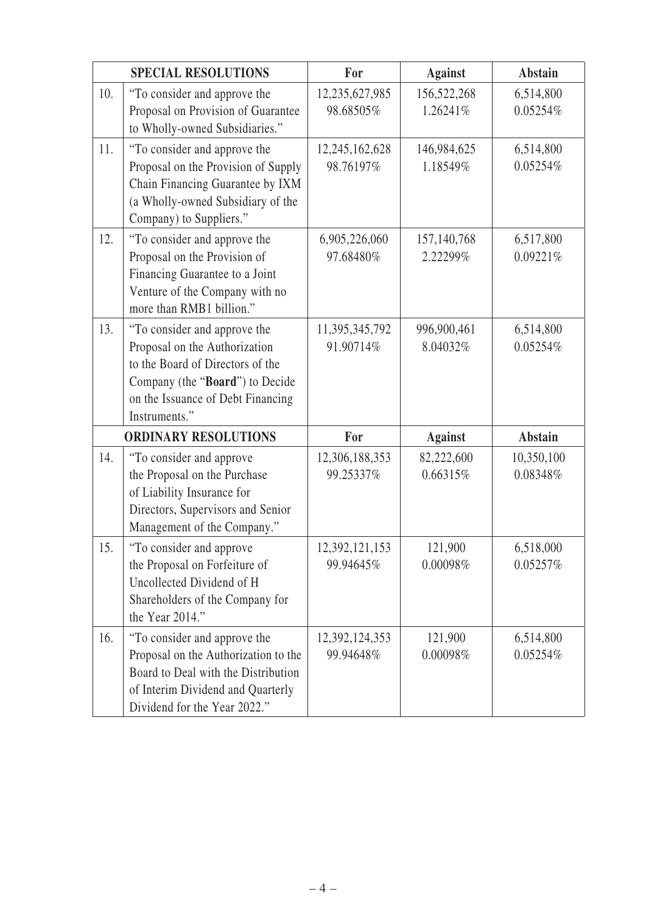| | SPECIAL RESOLUTIONS | For | Against | Abstain |
|---|---|---|---|---|
| 10. | "To consider and approve the Proposal on Provision of Guarantee to Wholly-owned Subsidiaries." | 12,235,627,985<br>98.68505% | 156,522,268<br>1.26241% | 6,514,800<br>0.05254% |
| 11. | "To consider and approve the Proposal on the Provision of Supply Chain Financing Guarantee by IXM (a Wholly-owned Subsidiary of the Company) to Suppliers." | 12,245,162,628<br>98.76197% | 146,984,625<br>1.18549% | 6,514,800<br>0.05254% |
| 12. | "To consider and approve the Proposal on the Provision of Financing Guarantee to a Joint Venture of the Company with no more than RMB1 billion." | 6,905,226,060<br>97.68480% | 157,140,768<br>2.22299% | 6,517,800<br>0.09221% |
| 13. | "To consider and approve the Proposal on the Authorization to the Board of Directors of the Company (the "**Board**") to Decide on the Issuance of Debt Financing Instruments." | 11,395,345,792<br>91.90714% | 996,900,461<br>8.04032% | 6,514,800<br>0.05254% |
| | **ORDINARY RESOLUTIONS** | **For** | **Against** | **Abstain** |
| 14. | "To consider and approve the Proposal on the Purchase of Liability Insurance for Directors, Supervisors and Senior Management of the Company." | 12,306,188,353<br>99.25337% | 82,222,600<br>0.66315% | 10,350,100<br>0.08348% |
| 15. | "To consider and approve the Proposal on Forfeiture of Uncollected Dividend of H Shareholders of the Company for the Year 2014." | 12,392,121,153<br>99.94645% | 121,900<br>0.00098% | 6,518,000<br>0.05257% |
| 16. | "To consider and approve the Proposal on the Authorization to the Board to Deal with the Distribution of Interim Dividend and Quarterly Dividend for the Year 2022." | 12,392,124,353<br>99.94648% | 121,900<br>0.00098% | 6,514,800<br>0.05254% |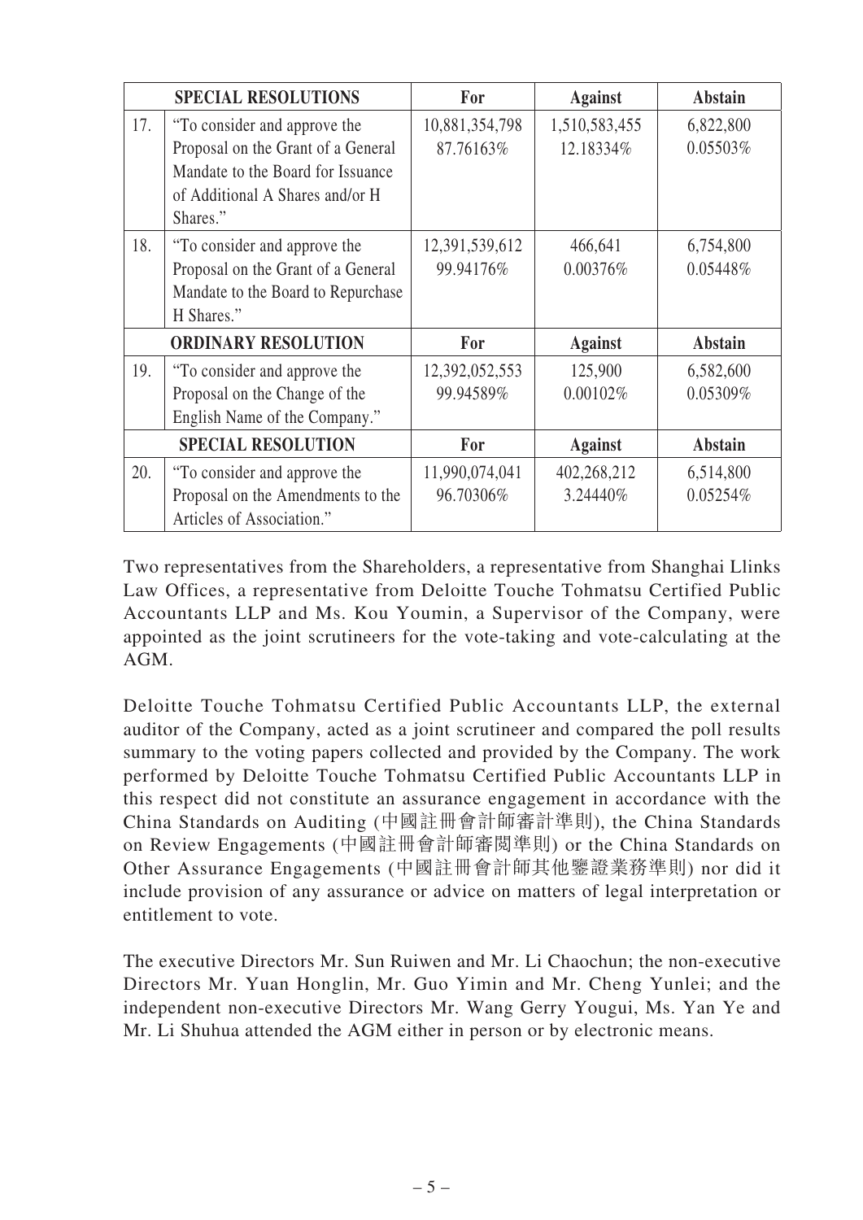| | SPECIAL RESOLUTIONS | For | Against | Abstain |
|---|---|---|---|---|
| 17. | "To consider and approve the Proposal on the Grant of a General Mandate to the Board for Issuance of Additional A Shares and/or H Shares." | 10,881,354,798<br>87.76163% | 1,510,583,455<br>12.18334% | 6,822,800<br>0.05503% |
| 18. | "To consider and approve the Proposal on the Grant of a General Mandate to the Board to Repurchase H Shares." | 12,391,539,612<br>99.94176% | 466,641<br>0.00376% | 6,754,800<br>0.05448% |
| | **ORDINARY RESOLUTION** | **For** | **Against** | **Abstain** |
| 19. | "To consider and approve the Proposal on the Change of the English Name of the Company." | 12,392,052,553<br>99.94589% | 125,900<br>0.00102% | 6,582,600<br>0.05309% |
| | **SPECIAL RESOLUTION** | **For** | **Against** | **Abstain** |
| 20. | "To consider and approve the Proposal on the Amendments to the Articles of Association." | 11,990,074,041<br>96.70306% | 402,268,212<br>3.24440% | 6,514,800<br>0.05254% |

Two representatives from the Shareholders, a representative from Shanghai Llinks Law Offices, a representative from Deloitte Touche Tohmatsu Certified Public Accountants LLP and Ms. Kou Youmin, a Supervisor of the Company, were appointed as the joint scrutineers for the vote-taking and vote-calculating at the AGM.

Deloitte Touche Tohmatsu Certified Public Accountants LLP, the external auditor of the Company, acted as a joint scrutineer and compared the poll results summary to the voting papers collected and provided by the Company. The work performed by Deloitte Touche Tohmatsu Certified Public Accountants LLP in this respect did not constitute an assurance engagement in accordance with the China Standards on Auditing (中國註冊會計師審計準則), the China Standards on Review Engagements (中國註冊會計師審閱準則) or the China Standards on Other Assurance Engagements (中國註冊會計師其他鑒證業務準則) nor did it include provision of any assurance or advice on matters of legal interpretation or entitlement to vote.

The executive Directors Mr. Sun Ruiwen and Mr. Li Chaochun; the non-executive Directors Mr. Yuan Honglin, Mr. Guo Yimin and Mr. Cheng Yunlei; and the independent non-executive Directors Mr. Wang Gerry Yougui, Ms. Yan Ye and Mr. Li Shuhua attended the AGM either in person or by electronic means.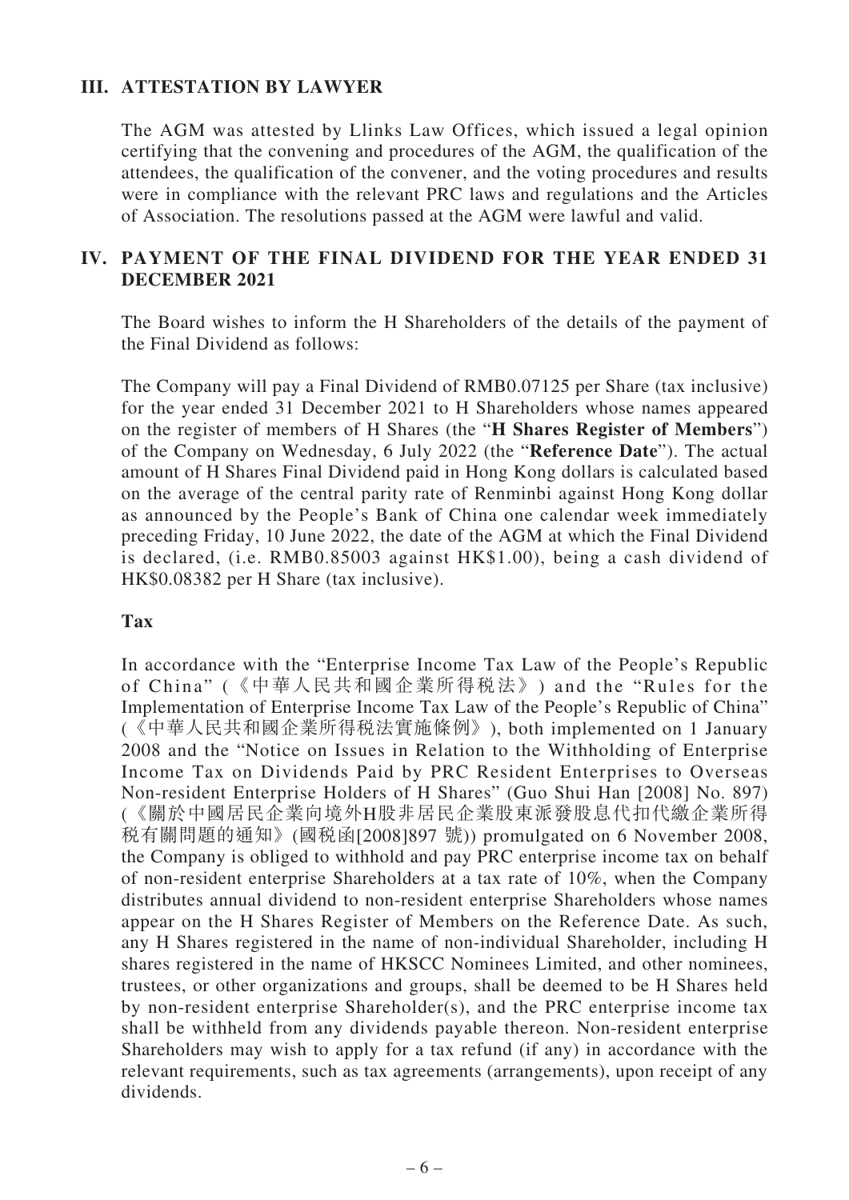## III. ATTESTATION BY LAWYER

The AGM was attested by Llinks Law Offices, which issued a legal opinion certifying that the convening and procedures of the AGM, the qualification of the attendees, the qualification of the convener, and the voting procedures and results were in compliance with the relevant PRC laws and regulations and the Articles of Association. The resolutions passed at the AGM were lawful and valid.

## IV. PAYMENT OF THE FINAL DIVIDEND FOR THE YEAR ENDED 31 DECEMBER 2021

The Board wishes to inform the H Shareholders of the details of the payment of the Final Dividend as follows:

The Company will pay a Final Dividend of RMB0.07125 per Share (tax inclusive) for the year ended 31 December 2021 to H Shareholders whose names appeared on the register of members of H Shares (the "**H Shares Register of Members**") of the Company on Wednesday, 6 July 2022 (the "**Reference Date**"). The actual amount of H Shares Final Dividend paid in Hong Kong dollars is calculated based on the average of the central parity rate of Renminbi against Hong Kong dollar as announced by the People's Bank of China one calendar week immediately preceding Friday, 10 June 2022, the date of the AGM at which the Final Dividend is declared, (i.e. RMB0.85003 against HK$1.00), being a cash dividend of HK$0.08382 per H Share (tax inclusive).

**Tax**

In accordance with the "Enterprise Income Tax Law of the People's Republic of China" (《中華人民共和國企業所得稅法》) and the "Rules for the Implementation of Enterprise Income Tax Law of the People's Republic of China" (《中華人民共和國企業所得稅法實施條例》), both implemented on 1 January 2008 and the "Notice on Issues in Relation to the Withholding of Enterprise Income Tax on Dividends Paid by PRC Resident Enterprises to Overseas Non-resident Enterprise Holders of H Shares" (Guo Shui Han [2008] No. 897) (《關於中國居民企業向境外H股非居民企業股東派發股息代扣代繳企業所得稅有關問題的通知》(國稅函[2008]897 號)) promulgated on 6 November 2008, the Company is obliged to withhold and pay PRC enterprise income tax on behalf of non-resident enterprise Shareholders at a tax rate of 10%, when the Company distributes annual dividend to non-resident enterprise Shareholders whose names appear on the H Shares Register of Members on the Reference Date. As such, any H Shares registered in the name of non-individual Shareholder, including H shares registered in the name of HKSCC Nominees Limited, and other nominees, trustees, or other organizations and groups, shall be deemed to be H Shares held by non-resident enterprise Shareholder(s), and the PRC enterprise income tax shall be withheld from any dividends payable thereon. Non-resident enterprise Shareholders may wish to apply for a tax refund (if any) in accordance with the relevant requirements, such as tax agreements (arrangements), upon receipt of any dividends.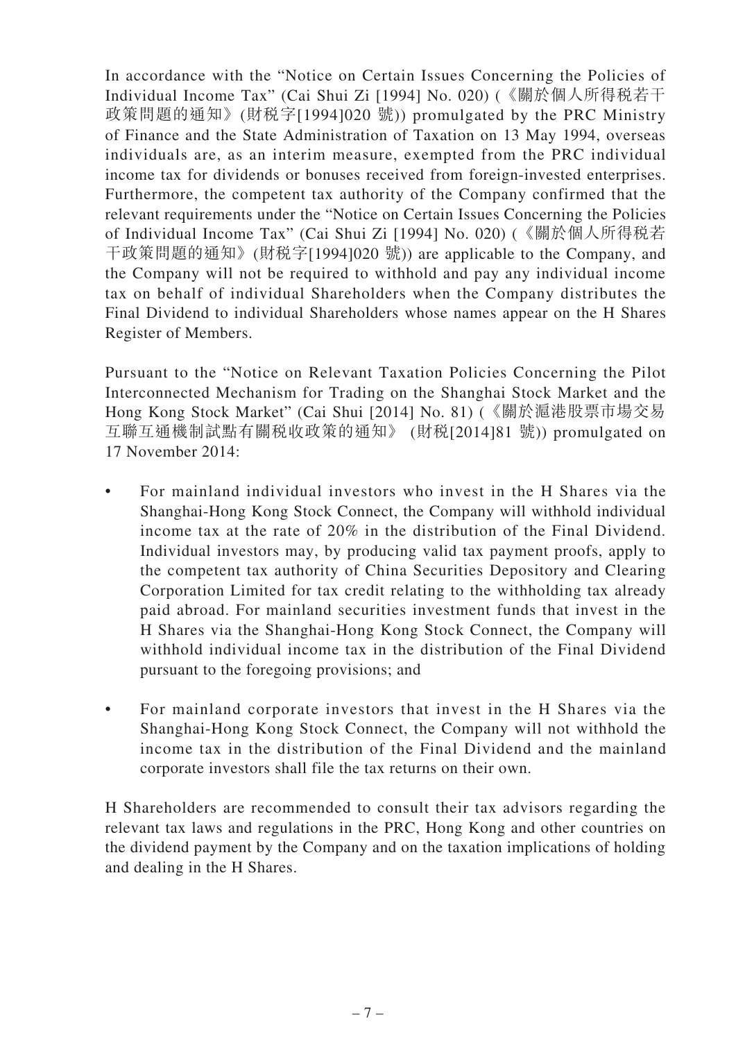In accordance with the "Notice on Certain Issues Concerning the Policies of Individual Income Tax" (Cai Shui Zi [1994] No. 020) (《關於個人所得稅若干政策問題的通知》(財稅字[1994]020 號)) promulgated by the PRC Ministry of Finance and the State Administration of Taxation on 13 May 1994, overseas individuals are, as an interim measure, exempted from the PRC individual income tax for dividends or bonuses received from foreign-invested enterprises. Furthermore, the competent tax authority of the Company confirmed that the relevant requirements under the "Notice on Certain Issues Concerning the Policies of Individual Income Tax" (Cai Shui Zi [1994] No. 020) (《關於個人所得稅若干政策問題的通知》(財稅字[1994]020 號)) are applicable to the Company, and the Company will not be required to withhold and pay any individual income tax on behalf of individual Shareholders when the Company distributes the Final Dividend to individual Shareholders whose names appear on the H Shares Register of Members.

Pursuant to the "Notice on Relevant Taxation Policies Concerning the Pilot Interconnected Mechanism for Trading on the Shanghai Stock Market and the Hong Kong Stock Market" (Cai Shui [2014] No. 81) (《關於滬港股票市場交易互聯互通機制試點有關稅收政策的通知》 (財稅[2014]81 號)) promulgated on 17 November 2014:

- For mainland individual investors who invest in the H Shares via the Shanghai-Hong Kong Stock Connect, the Company will withhold individual income tax at the rate of 20% in the distribution of the Final Dividend. Individual investors may, by producing valid tax payment proofs, apply to the competent tax authority of China Securities Depository and Clearing Corporation Limited for tax credit relating to the withholding tax already paid abroad. For mainland securities investment funds that invest in the H Shares via the Shanghai-Hong Kong Stock Connect, the Company will withhold individual income tax in the distribution of the Final Dividend pursuant to the foregoing provisions; and

- For mainland corporate investors that invest in the H Shares via the Shanghai-Hong Kong Stock Connect, the Company will not withhold the income tax in the distribution of the Final Dividend and the mainland corporate investors shall file the tax returns on their own.

H Shareholders are recommended to consult their tax advisors regarding the relevant tax laws and regulations in the PRC, Hong Kong and other countries on the dividend payment by the Company and on the taxation implications of holding and dealing in the H Shares.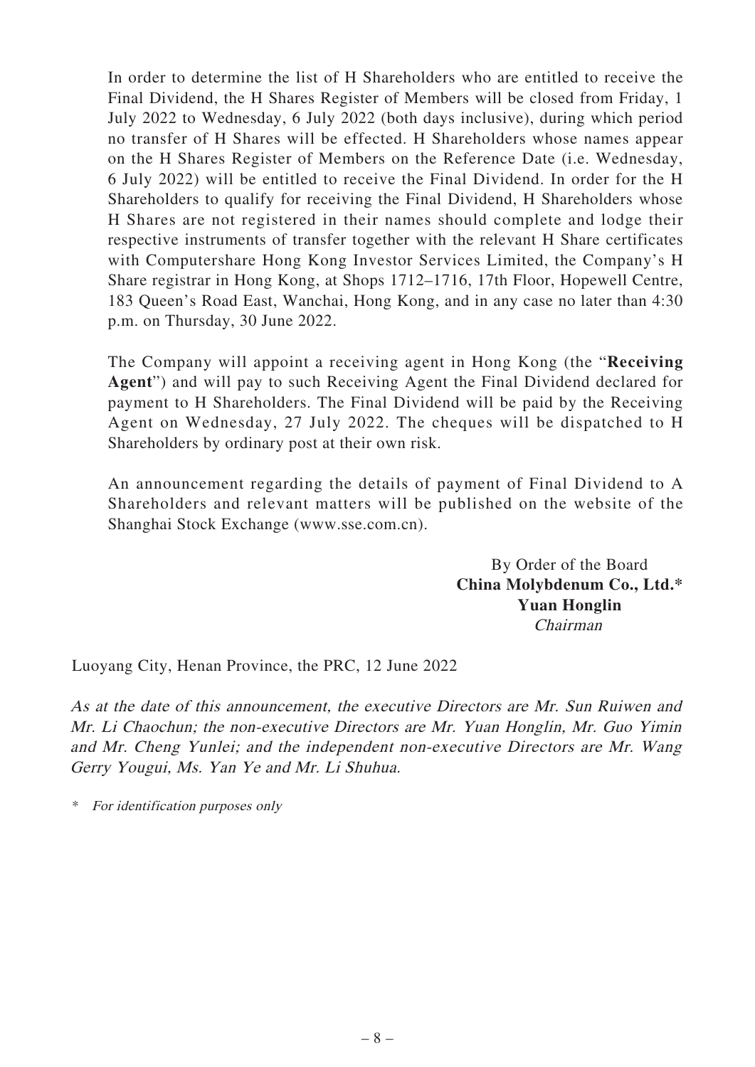In order to determine the list of H Shareholders who are entitled to receive the Final Dividend, the H Shares Register of Members will be closed from Friday, 1 July 2022 to Wednesday, 6 July 2022 (both days inclusive), during which period no transfer of H Shares will be effected. H Shareholders whose names appear on the H Shares Register of Members on the Reference Date (i.e. Wednesday, 6 July 2022) will be entitled to receive the Final Dividend. In order for the H Shareholders to qualify for receiving the Final Dividend, H Shareholders whose H Shares are not registered in their names should complete and lodge their respective instruments of transfer together with the relevant H Share certificates with Computershare Hong Kong Investor Services Limited, the Company's H Share registrar in Hong Kong, at Shops 1712–1716, 17th Floor, Hopewell Centre, 183 Queen's Road East, Wanchai, Hong Kong, and in any case no later than 4:30 p.m. on Thursday, 30 June 2022.

The Company will appoint a receiving agent in Hong Kong (the "**Receiving Agent**") and will pay to such Receiving Agent the Final Dividend declared for payment to H Shareholders. The Final Dividend will be paid by the Receiving Agent on Wednesday, 27 July 2022. The cheques will be dispatched to H Shareholders by ordinary post at their own risk.

An announcement regarding the details of payment of Final Dividend to A Shareholders and relevant matters will be published on the website of the Shanghai Stock Exchange (www.sse.com.cn).

By Order of the Board
**China Molybdenum Co., Ltd.***
**Yuan Honglin**
*Chairman*

Luoyang City, Henan Province, the PRC, 12 June 2022

*As at the date of this announcement, the executive Directors are Mr. Sun Ruiwen and Mr. Li Chaochun; the non-executive Directors are Mr. Yuan Honglin, Mr. Guo Yimin and Mr. Cheng Yunlei; and the independent non-executive Directors are Mr. Wang Gerry Yougui, Ms. Yan Ye and Mr. Li Shuhua.*

\* *For identification purposes only*